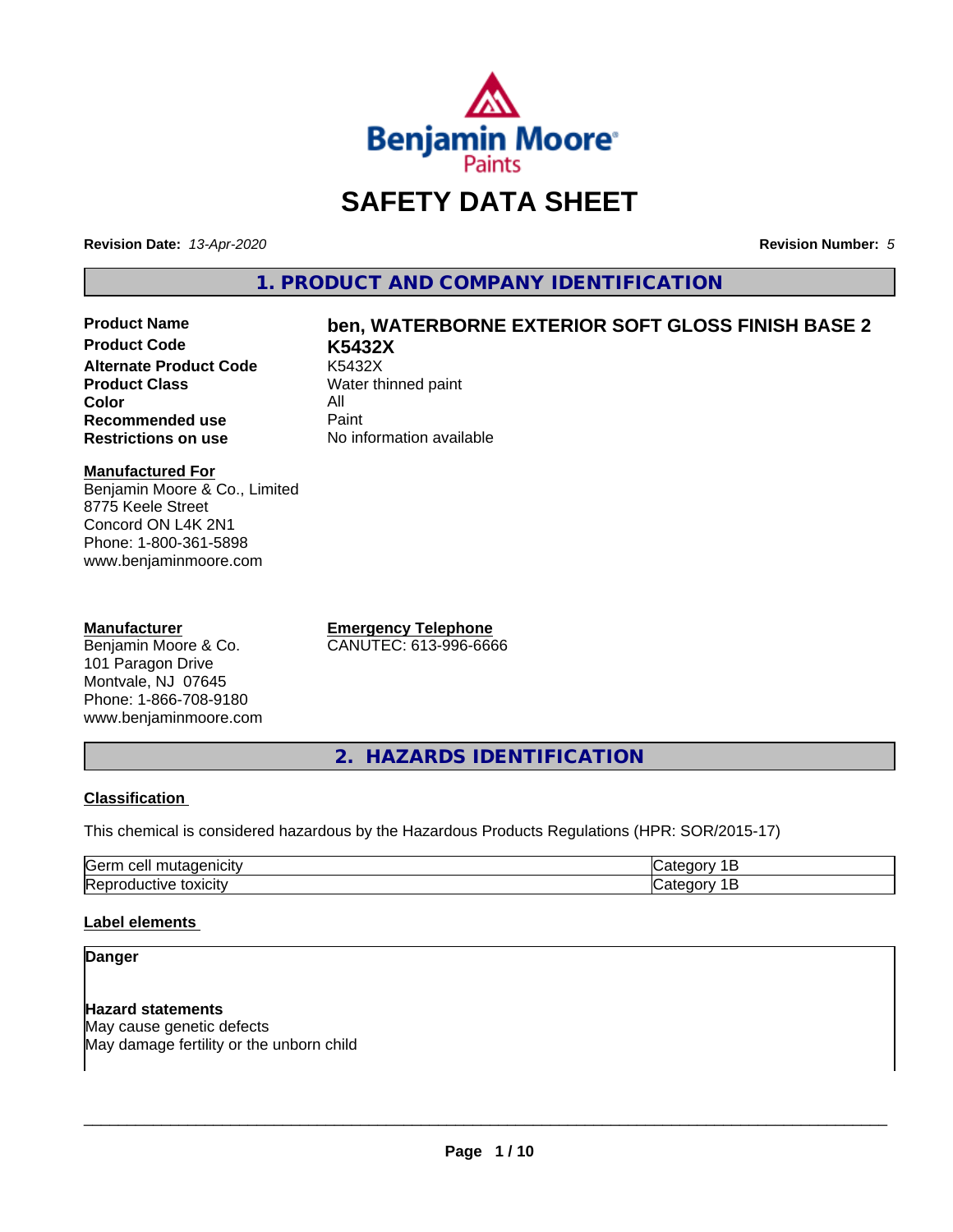# SAFETY DATA SHEET

**Revision Date:** *13-Apr-2020* **Revision Number:** *5*

## 1. PRODUCT AND COMPANY IDENTIFICATION

| | |
|---|---|
| **Product Name** | **ben, WATERBORNE EXTERIOR SOFT GLOSS FINISH BASE 2** |
| **Product Code** | **K5432X** |
| **Alternate Product Code** | K5432X |
| **Product Class** | Water thinned paint |
| **Color** | All |
| **Recommended use** | Paint |
| **Restrictions on use** | No information available |

**Manufactured For**
Benjamin Moore & Co., Limited
8775 Keele Street
Concord ON L4K 2N1
Phone: 1-800-361-5898
www.benjaminmoore.com

**Manufacturer**
Benjamin Moore & Co.
101 Paragon Drive
Montvale, NJ 07645
Phone: 1-866-708-9180
www.benjaminmoore.com

**Emergency Telephone**
CANUTEC: 613-996-6666

## 2. HAZARDS IDENTIFICATION

**Classification**

This chemical is considered hazardous by the Hazardous Products Regulations (HPR: SOR/2015-17)

| | |
|---|---|
| Germ cell mutagenicity | Category 1B |
| Reproductive toxicity | Category 1B |

**Label elements**

**Danger**

**Hazard statements**
May cause genetic defects
May damage fertility or the unborn child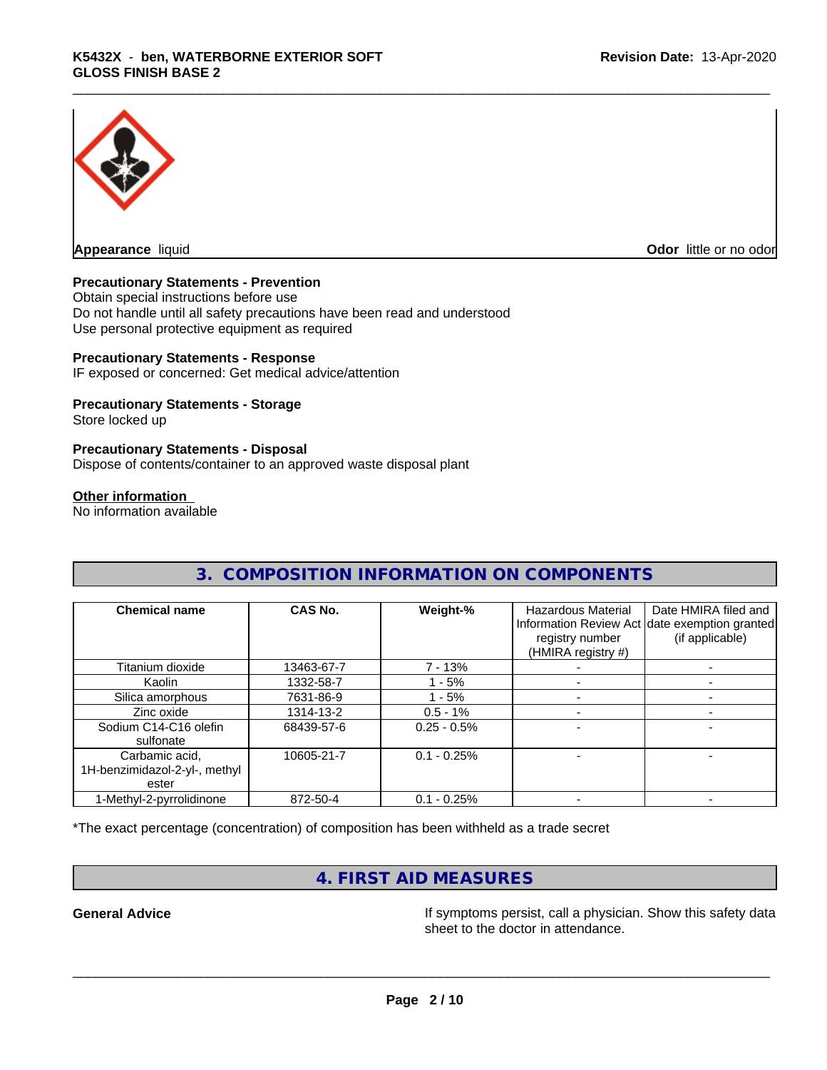**Appearance** liquid **Odor** little or no odor

**Precautionary Statements - Prevention**

Obtain special instructions before use
Do not handle until all safety precautions have been read and understood
Use personal protective equipment as required

**Precautionary Statements - Response**

IF exposed or concerned: Get medical advice/attention

**Precautionary Statements - Storage**

Store locked up

**Precautionary Statements - Disposal**

Dispose of contents/container to an approved waste disposal plant

**Other information**

No information available

## 3. COMPOSITION INFORMATION ON COMPONENTS

| Chemical name | CAS No. | Weight-% | Hazardous Material Information Review Act registry number (HMIRA registry #) | Date HMIRA filed and date exemption granted (if applicable) |
|---|---|---|---|---|
| Titanium dioxide | 13463-67-7 | 7 - 13% | - | - |
| Kaolin | 1332-58-7 | 1 - 5% | - | - |
| Silica amorphous | 7631-86-9 | 1 - 5% | - | - |
| Zinc oxide | 1314-13-2 | 0.5 - 1% | - | - |
| Sodium C14-C16 olefin sulfonate | 68439-57-6 | 0.25 - 0.5% | - | - |
| Carbamic acid, 1H-benzimidazol-2-yl-, methyl ester | 10605-21-7 | 0.1 - 0.25% | - | - |
| 1-Methyl-2-pyrrolidinone | 872-50-4 | 0.1 - 0.25% | - | - |

*The exact percentage (concentration) of composition has been withheld as a trade secret

## 4. FIRST AID MEASURES

**General Advice** If symptoms persist, call a physician. Show this safety data sheet to the doctor in attendance.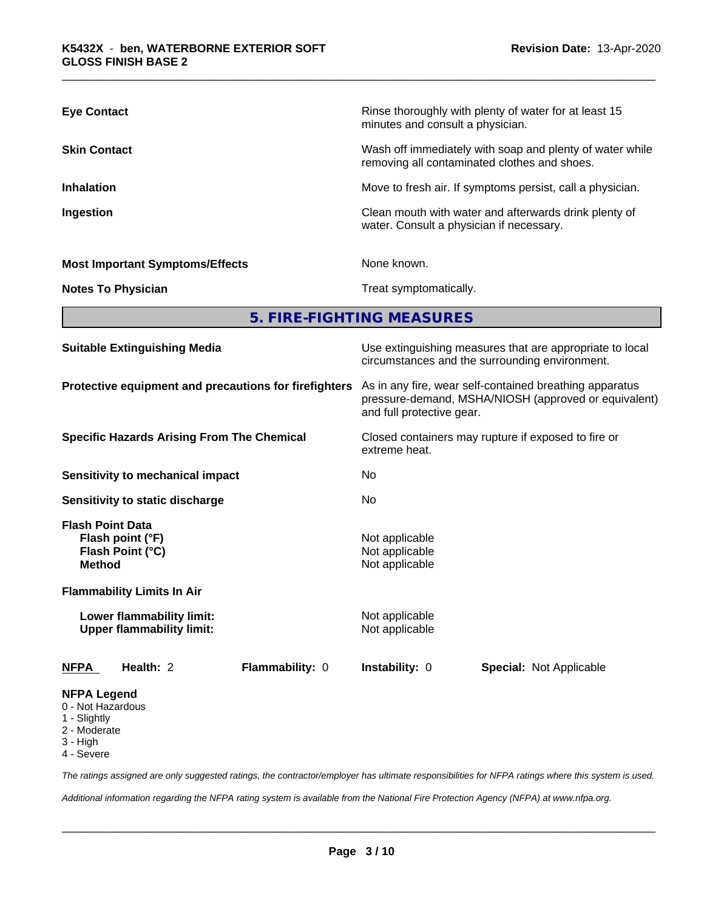| | |
|---|---|
| **Eye Contact** | Rinse thoroughly with plenty of water for at least 15 minutes and consult a physician. |
| **Skin Contact** | Wash off immediately with soap and plenty of water while removing all contaminated clothes and shoes. |
| **Inhalation** | Move to fresh air. If symptoms persist, call a physician. |
| **Ingestion** | Clean mouth with water and afterwards drink plenty of water. Consult a physician if necessary. |
| **Most Important Symptoms/Effects** | None known. |
| **Notes To Physician** | Treat symptomatically. |

## 5. FIRE-FIGHTING MEASURES

| | |
|---|---|
| **Suitable Extinguishing Media** | Use extinguishing measures that are appropriate to local circumstances and the surrounding environment. |
| **Protective equipment and precautions for firefighters** | As in any fire, wear self-contained breathing apparatus pressure-demand, MSHA/NIOSH (approved or equivalent) and full protective gear. |
| **Specific Hazards Arising From The Chemical** | Closed containers may rupture if exposed to fire or extreme heat. |
| **Sensitivity to mechanical impact** | No |
| **Sensitivity to static discharge** | No |

**Flash Point Data**

| | |
|---|---|
| **Flash point (°F)** | Not applicable |
| **Flash Point (°C)** | Not applicable |
| **Method** | Not applicable |

**Flammability Limits In Air**

| | |
|---|---|
| **Lower flammability limit:** | Not applicable |
| **Upper flammability limit:** | Not applicable |

| **NFPA** | **Health:** 2 | **Flammability:** 0 | **Instability:** 0 | **Special:** Not Applicable |
|---|---|---|---|---|

**NFPA Legend**
- 0 - Not Hazardous
- 1 - Slightly
- 2 - Moderate
- 3 - High
- 4 - Severe

*The ratings assigned are only suggested ratings, the contractor/employer has ultimate responsibilities for NFPA ratings where this system is used.*

*Additional information regarding the NFPA rating system is available from the National Fire Protection Agency (NFPA) at www.nfpa.org.*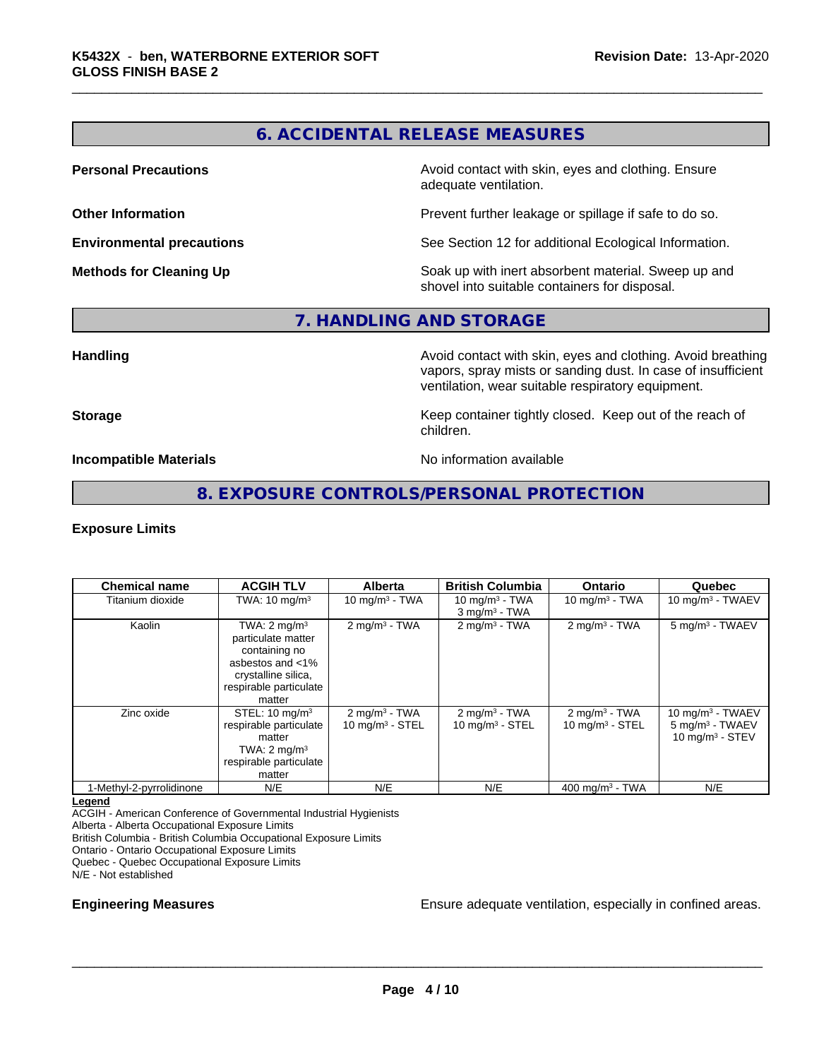## 6. ACCIDENTAL RELEASE MEASURES

**Personal Precautions** Avoid contact with skin, eyes and clothing. Ensure adequate ventilation.

**Other Information** Prevent further leakage or spillage if safe to do so.

**Environmental precautions** See Section 12 for additional Ecological Information.

**Methods for Cleaning Up** Soak up with inert absorbent material. Sweep up and shovel into suitable containers for disposal.

## 7. HANDLING AND STORAGE

**Handling** Avoid contact with skin, eyes and clothing. Avoid breathing vapors, spray mists or sanding dust. In case of insufficient ventilation, wear suitable respiratory equipment.

**Storage** Keep container tightly closed. Keep out of the reach of children.

**Incompatible Materials** No information available

## 8. EXPOSURE CONTROLS/PERSONAL PROTECTION

### Exposure Limits

| Chemical name | ACGIH TLV | Alberta | British Columbia | Ontario | Quebec |
|---|---|---|---|---|---|
| Titanium dioxide | TWA: 10 mg/m³ | 10 mg/m³ - TWA | 10 mg/m³ - TWA<br>3 mg/m³ - TWA | 10 mg/m³ - TWA | 10 mg/m³ - TWAEV |
| Kaolin | TWA: 2 mg/m³ particulate matter containing no asbestos and <1% crystalline silica, respirable particulate matter | 2 mg/m³ - TWA | 2 mg/m³ - TWA | 2 mg/m³ - TWA | 5 mg/m³ - TWAEV |
| Zinc oxide | STEL: 10 mg/m³ respirable particulate matter<br>TWA: 2 mg/m³ respirable particulate matter | 2 mg/m³ - TWA<br>10 mg/m³ - STEL | 2 mg/m³ - TWA<br>10 mg/m³ - STEL | 2 mg/m³ - TWA<br>10 mg/m³ - STEL | 10 mg/m³ - TWAEV<br>5 mg/m³ - TWAEV<br>10 mg/m³ - STEV |
| 1-Methyl-2-pyrrolidinone | N/E | N/E | N/E | 400 mg/m³ - TWA | N/E |

**Legend**
ACGIH - American Conference of Governmental Industrial Hygienists
Alberta - Alberta Occupational Exposure Limits
British Columbia - British Columbia Occupational Exposure Limits
Ontario - Ontario Occupational Exposure Limits
Quebec - Quebec Occupational Exposure Limits
N/E - Not established

**Engineering Measures** Ensure adequate ventilation, especially in confined areas.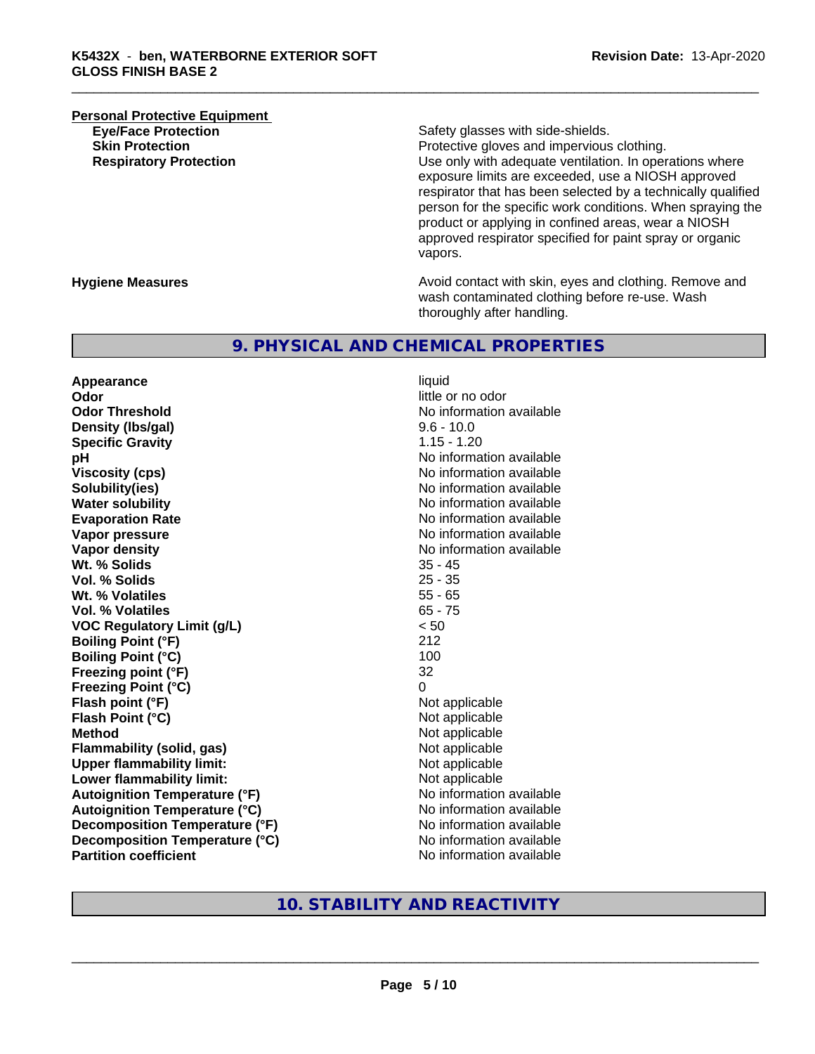**Personal Protective Equipment**

| | |
|---|---|
| **Eye/Face Protection** | Safety glasses with side-shields. |
| **Skin Protection** | Protective gloves and impervious clothing. |
| **Respiratory Protection** | Use only with adequate ventilation. In operations where exposure limits are exceeded, use a NIOSH approved respirator that has been selected by a technically qualified person for the specific work conditions. When spraying the product or applying in confined areas, wear a NIOSH approved respirator specified for paint spray or organic vapors. |

| | |
|---|---|
| **Hygiene Measures** | Avoid contact with skin, eyes and clothing. Remove and wash contaminated clothing before re-use. Wash thoroughly after handling. |

## 9. PHYSICAL AND CHEMICAL PROPERTIES

| | |
|---|---|
| **Appearance** | liquid |
| **Odor** | little or no odor |
| **Odor Threshold** | No information available |
| **Density (lbs/gal)** | 9.6 - 10.0 |
| **Specific Gravity** | 1.15 - 1.20 |
| **pH** | No information available |
| **Viscosity (cps)** | No information available |
| **Solubility(ies)** | No information available |
| **Water solubility** | No information available |
| **Evaporation Rate** | No information available |
| **Vapor pressure** | No information available |
| **Vapor density** | No information available |
| **Wt. % Solids** | 35 - 45 |
| **Vol. % Solids** | 25 - 35 |
| **Wt. % Volatiles** | 55 - 65 |
| **Vol. % Volatiles** | 65 - 75 |
| **VOC Regulatory Limit (g/L)** | < 50 |
| **Boiling Point (°F)** | 212 |
| **Boiling Point (°C)** | 100 |
| **Freezing point (°F)** | 32 |
| **Freezing Point (°C)** | 0 |
| **Flash point (°F)** | Not applicable |
| **Flash Point (°C)** | Not applicable |
| **Method** | Not applicable |
| **Flammability (solid, gas)** | Not applicable |
| **Upper flammability limit:** | Not applicable |
| **Lower flammability limit:** | Not applicable |
| **Autoignition Temperature (°F)** | No information available |
| **Autoignition Temperature (°C)** | No information available |
| **Decomposition Temperature (°F)** | No information available |
| **Decomposition Temperature (°C)** | No information available |
| **Partition coefficient** | No information available |

## 10. STABILITY AND REACTIVITY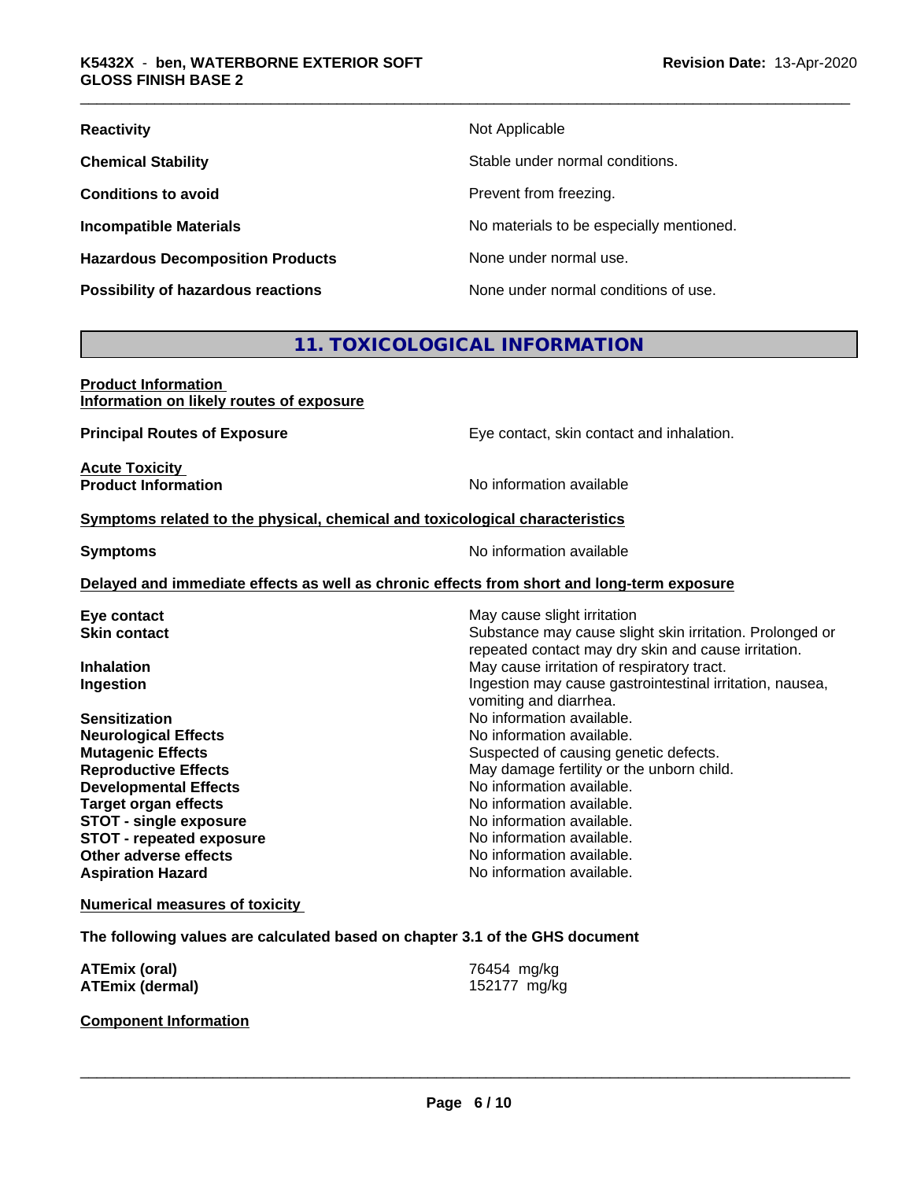| | |
|---|---|
| **Reactivity** | Not Applicable |
| **Chemical Stability** | Stable under normal conditions. |
| **Conditions to avoid** | Prevent from freezing. |
| **Incompatible Materials** | No materials to be especially mentioned. |
| **Hazardous Decomposition Products** | None under normal use. |
| **Possibility of hazardous reactions** | None under normal conditions of use. |

## 11. TOXICOLOGICAL INFORMATION

**Product Information**
**Information on likely routes of exposure**

**Principal Routes of Exposure** Eye contact, skin contact and inhalation.

**Acute Toxicity**
**Product Information** No information available

**Symptoms related to the physical, chemical and toxicological characteristics**

**Symptoms** No information available

**Delayed and immediate effects as well as chronic effects from short and long-term exposure**

| | |
|---|---|
| **Eye contact** | May cause slight irritation |
| **Skin contact** | Substance may cause slight skin irritation. Prolonged or repeated contact may dry skin and cause irritation. |
| **Inhalation** | May cause irritation of respiratory tract. |
| **Ingestion** | Ingestion may cause gastrointestinal irritation, nausea, vomiting and diarrhea. |
| **Sensitization** | No information available. |
| **Neurological Effects** | No information available. |
| **Mutagenic Effects** | Suspected of causing genetic defects. |
| **Reproductive Effects** | May damage fertility or the unborn child. |
| **Developmental Effects** | No information available. |
| **Target organ effects** | No information available. |
| **STOT - single exposure** | No information available. |
| **STOT - repeated exposure** | No information available. |
| **Other adverse effects** | No information available. |
| **Aspiration Hazard** | No information available. |

**Numerical measures of toxicity**

**The following values are calculated based on chapter 3.1 of the GHS document**

| | |
|---|---|
| **ATEmix (oral)** | 76454 mg/kg |
| **ATEmix (dermal)** | 152177 mg/kg |

**Component Information**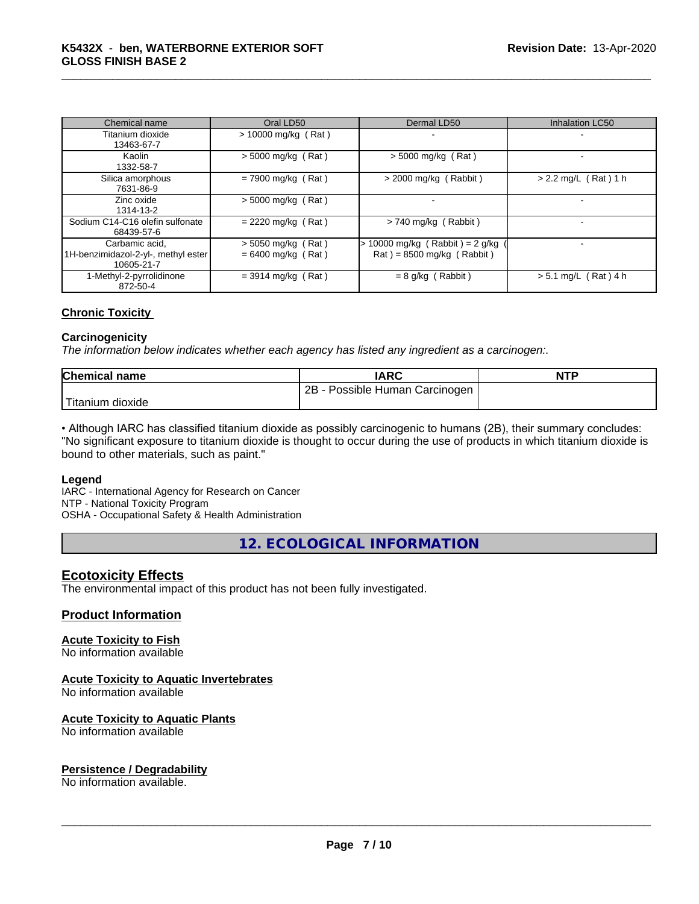| Chemical name | Oral LD50 | Dermal LD50 | Inhalation LC50 |
|---|---|---|---|
| Titanium dioxide 13463-67-7 | > 10000 mg/kg ( Rat ) | - | - |
| Kaolin 1332-58-7 | > 5000 mg/kg ( Rat ) | > 5000 mg/kg ( Rat ) | - |
| Silica amorphous 7631-86-9 | = 7900 mg/kg ( Rat ) | > 2000 mg/kg ( Rabbit ) | > 2.2 mg/L ( Rat ) 1 h |
| Zinc oxide 1314-13-2 | > 5000 mg/kg ( Rat ) | - | - |
| Sodium C14-C16 olefin sulfonate 68439-57-6 | = 2220 mg/kg ( Rat ) | > 740 mg/kg ( Rabbit ) | - |
| Carbamic acid, 1H-benzimidazol-2-yl-, methyl ester 10605-21-7 | > 5050 mg/kg ( Rat ) = 6400 mg/kg ( Rat ) | > 10000 mg/kg ( Rabbit ) = 2 g/kg ( Rat ) = 8500 mg/kg ( Rabbit ) | - |
| 1-Methyl-2-pyrrolidinone 872-50-4 | = 3914 mg/kg ( Rat ) | = 8 g/kg ( Rabbit ) | > 5.1 mg/L ( Rat ) 4 h |

## Chronic Toxicity

### Carcinogenicity

*The information below indicates whether each agency has listed any ingredient as a carcinogen:.*

| Chemical name | IARC | NTP |
|---|---|---|
| Titanium dioxide | 2B - Possible Human Carcinogen | |

• Although IARC has classified titanium dioxide as possibly carcinogenic to humans (2B), their summary concludes: "No significant exposure to titanium dioxide is thought to occur during the use of products in which titanium dioxide is bound to other materials, such as paint."

**Legend**

IARC - International Agency for Research on Cancer
NTP - National Toxicity Program
OSHA - Occupational Safety & Health Administration

# 12. ECOLOGICAL INFORMATION

## Ecotoxicity Effects

The environmental impact of this product has not been fully investigated.

## Product Information

### Acute Toxicity to Fish

No information available

### Acute Toxicity to Aquatic Invertebrates

No information available

### Acute Toxicity to Aquatic Plants

No information available

### Persistence / Degradability

No information available.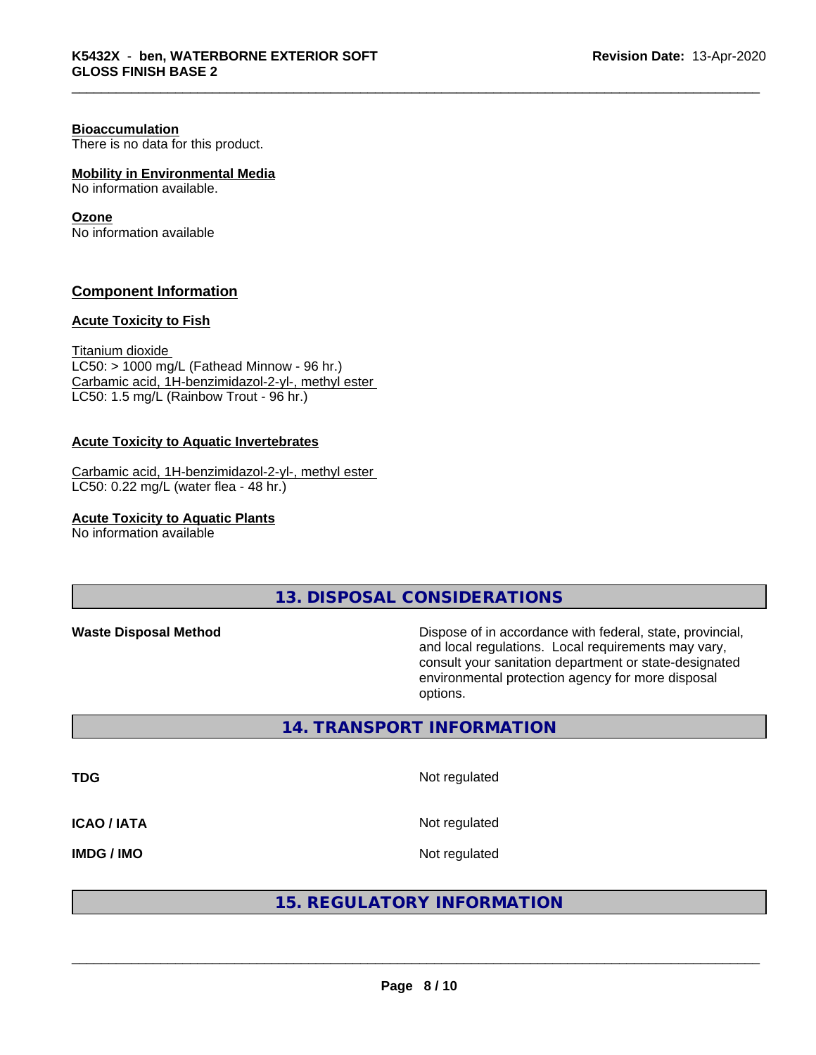**Bioaccumulation**
There is no data for this product.

**Mobility in Environmental Media**
No information available.

**Ozone**
No information available

## Component Information

**Acute Toxicity to Fish**

Titanium dioxide
LC50: > 1000 mg/L (Fathead Minnow - 96 hr.)
Carbamic acid, 1H-benzimidazol-2-yl-, methyl ester
LC50: 1.5 mg/L (Rainbow Trout - 96 hr.)

**Acute Toxicity to Aquatic Invertebrates**

Carbamic acid, 1H-benzimidazol-2-yl-, methyl ester
LC50: 0.22 mg/L (water flea - 48 hr.)

**Acute Toxicity to Aquatic Plants**
No information available

## 13. DISPOSAL CONSIDERATIONS

| | |
|---|---|
| **Waste Disposal Method** | Dispose of in accordance with federal, state, provincial, and local regulations. Local requirements may vary, consult your sanitation department or state-designated environmental protection agency for more disposal options. |

## 14. TRANSPORT INFORMATION

| | |
|---|---|
| **TDG** | Not regulated |
| **ICAO / IATA** | Not regulated |
| **IMDG / IMO** | Not regulated |

## 15. REGULATORY INFORMATION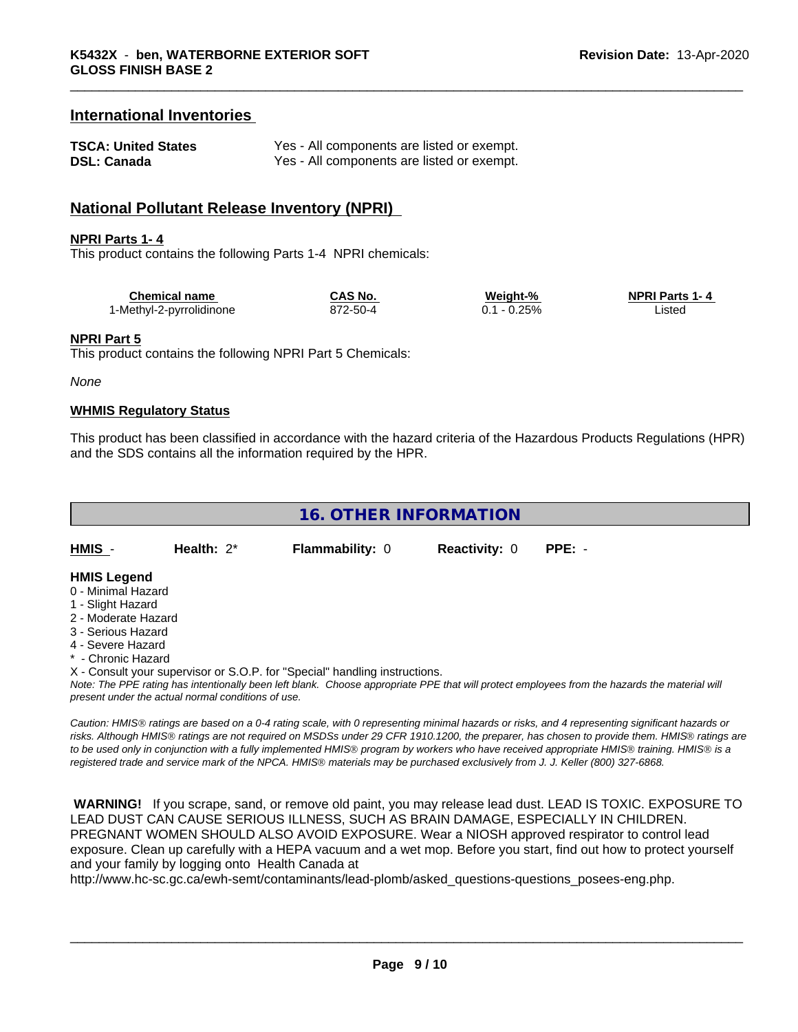## International Inventories

| | |
|---|---|
| **TSCA: United States** | Yes - All components are listed or exempt. |
| **DSL: Canada** | Yes - All components are listed or exempt. |

## National Pollutant Release Inventory (NPRI)

**NPRI Parts 1- 4**

This product contains the following Parts 1-4 NPRI chemicals:

| Chemical name | CAS No. | Weight-% | NPRI Parts 1- 4 |
|---|---|---|---|
| 1-Methyl-2-pyrrolidinone | 872-50-4 | 0.1 - 0.25% | Listed |

**NPRI Part 5**

This product contains the following NPRI Part 5 Chemicals:

*None*

**WHMIS Regulatory Status**

This product has been classified in accordance with the hazard criteria of the Hazardous Products Regulations (HPR) and the SDS contains all the information required by the HPR.

## 16. OTHER INFORMATION

| **HMIS** - | **Health:** 2* | **Flammability:** 0 | **Reactivity:** 0 | **PPE:** - |
|---|---|---|---|---|

**HMIS Legend**

0 - Minimal Hazard
1 - Slight Hazard
2 - Moderate Hazard
3 - Serious Hazard
4 - Severe Hazard
* - Chronic Hazard
X - Consult your supervisor or S.O.P. for "Special" handling instructions.

*Note: The PPE rating has intentionally been left blank. Choose appropriate PPE that will protect employees from the hazards the material will present under the actual normal conditions of use.*

*Caution: HMIS® ratings are based on a 0-4 rating scale, with 0 representing minimal hazards or risks, and 4 representing significant hazards or risks. Although HMIS® ratings are not required on MSDSs under 29 CFR 1910.1200, the preparer, has chosen to provide them. HMIS® ratings are to be used only in conjunction with a fully implemented HMIS® program by workers who have received appropriate HMIS® training. HMIS® is a registered trade and service mark of the NPCA. HMIS® materials may be purchased exclusively from J. J. Keller (800) 327-6868.*

**WARNING!** If you scrape, sand, or remove old paint, you may release lead dust. LEAD IS TOXIC. EXPOSURE TO LEAD DUST CAN CAUSE SERIOUS ILLNESS, SUCH AS BRAIN DAMAGE, ESPECIALLY IN CHILDREN. PREGNANT WOMEN SHOULD ALSO AVOID EXPOSURE. Wear a NIOSH approved respirator to control lead exposure. Clean up carefully with a HEPA vacuum and a wet mop. Before you start, find out how to protect yourself and your family by logging onto Health Canada at http://www.hc-sc.gc.ca/ewh-semt/contaminants/lead-plomb/asked_questions-questions_posees-eng.php.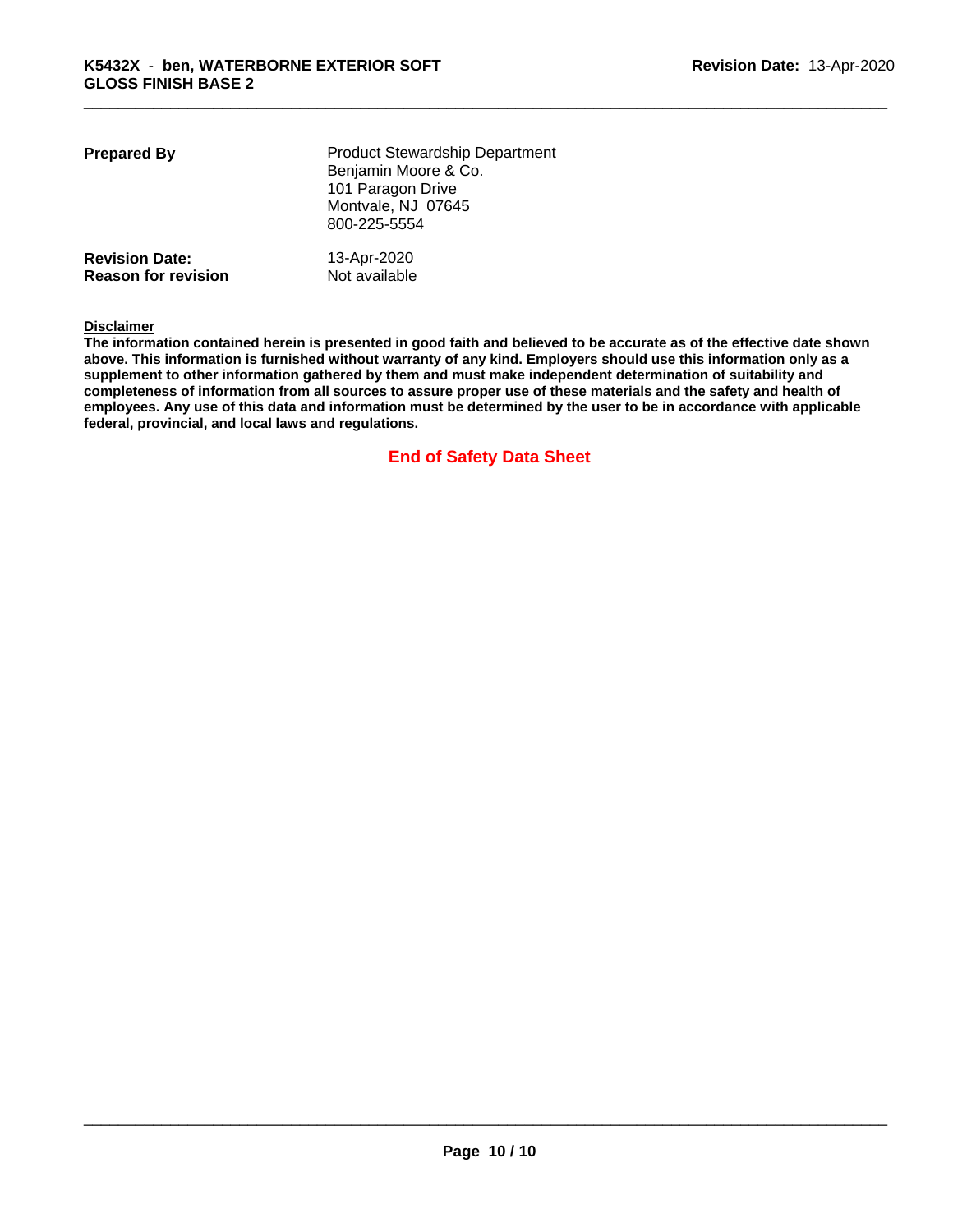| | |
|---|---|
| **Prepared By** | Product Stewardship Department<br>Benjamin Moore & Co.<br>101 Paragon Drive<br>Montvale, NJ 07645<br>800-225-5554 |
| **Revision Date:** | 13-Apr-2020 |
| **Reason for revision** | Not available |

**Disclaimer**

**The information contained herein is presented in good faith and believed to be accurate as of the effective date shown above. This information is furnished without warranty of any kind. Employers should use this information only as a supplement to other information gathered by them and must make independent determination of suitability and completeness of information from all sources to assure proper use of these materials and the safety and health of employees. Any use of this data and information must be determined by the user to be in accordance with applicable federal, provincial, and local laws and regulations.**

**End of Safety Data Sheet**